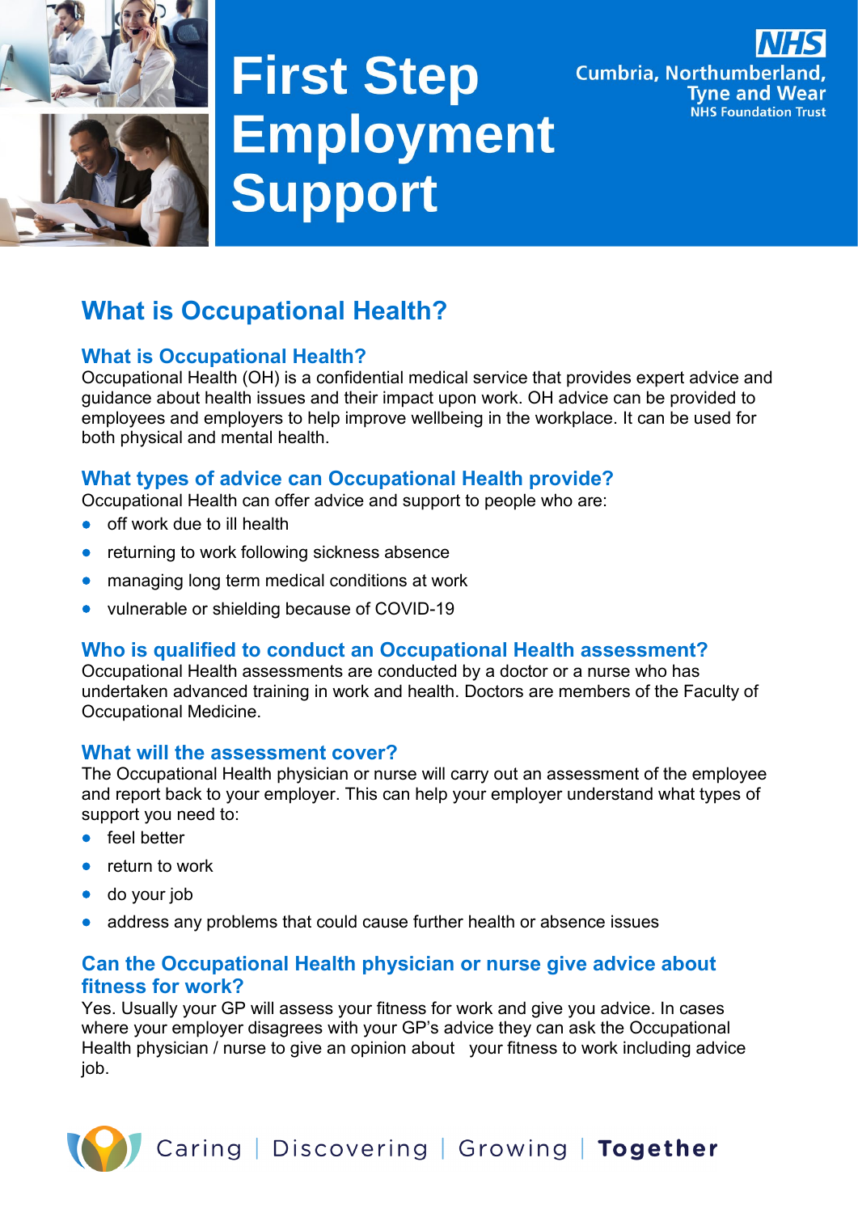# First Step Employment Support

NHS Cumbria, Northumberland, Tyne and Wear NHS Foundation Trust

## What is Occupational Health?

### What is Occupational Health?

Occupational Health (OH) is a confidential medical service that provides expert advice and guidance about health issues and their impact upon work. OH advice can be provided to employees and employers to help improve wellbeing in the workplace. It can be used for both physical and mental health.

### What types of advice can Occupational Health provide?

Occupational Health can offer advice and support to people who are:

- off work due to ill health
- returning to work following sickness absence
- managing long term medical conditions at work
- vulnerable or shielding because of COVID-19

### Who is qualified to conduct an Occupational Health assessment?

Occupational Health assessments are conducted by a doctor or a nurse who has undertaken advanced training in work and health. Doctors are members of the Faculty of Occupational Medicine.

### What will the assessment cover?

The Occupational Health physician or nurse will carry out an assessment of the employee and report back to your employer. This can help your employer understand what types of support you need to:

- feel better
- return to work
- do your job
- address any problems that could cause further health or absence issues

### Can the Occupational Health physician or nurse give advice about fitness for work?

Yes. Usually your GP will assess your fitness for work and give you advice. In cases where your employer disagrees with your GP's advice they can ask the Occupational Health physician / nurse to give an opinion about your fitness to work including advice job.

Caring | Discovering | Growing | **Together**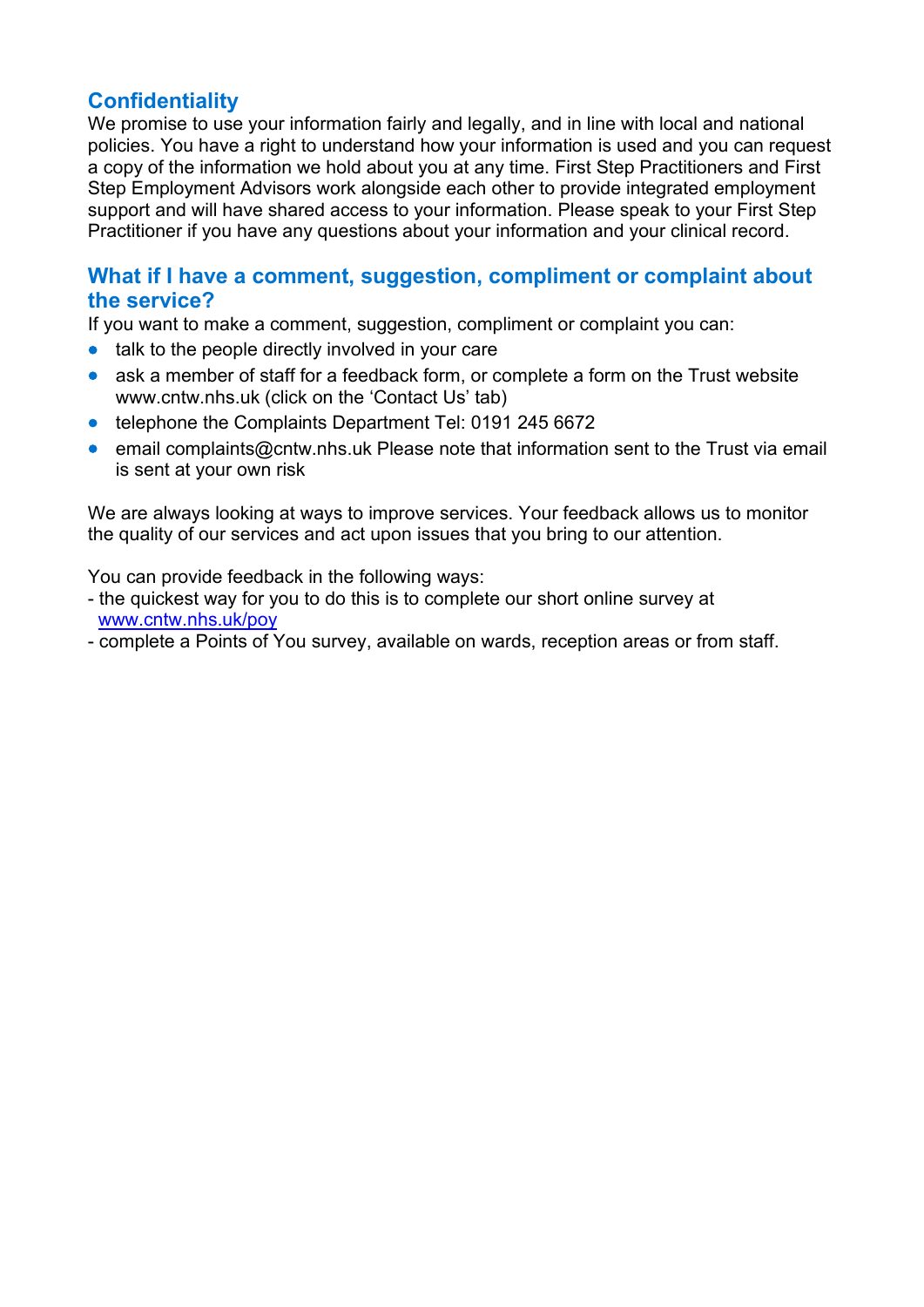## Confidentiality

We promise to use your information fairly and legally, and in line with local and national policies. You have a right to understand how your information is used and you can request a copy of the information we hold about you at any time. First Step Practitioners and First Step Employment Advisors work alongside each other to provide integrated employment support and will have shared access to your information. Please speak to your First Step Practitioner if you have any questions about your information and your clinical record.

## What if I have a comment, suggestion, compliment or complaint about the service?

If you want to make a comment, suggestion, compliment or complaint you can:

- talk to the people directly involved in your care
- ask a member of staff for a feedback form, or complete a form on the Trust website www.cntw.nhs.uk (click on the 'Contact Us' tab)
- telephone the Complaints Department Tel: 0191 245 6672
- email complaints@cntw.nhs.uk Please note that information sent to the Trust via email is sent at your own risk

We are always looking at ways to improve services. Your feedback allows us to monitor the quality of our services and act upon issues that you bring to our attention.

You can provide feedback in the following ways:

- the quickest way for you to do this is to complete our short online survey at www.cntw.nhs.uk/poy
- complete a Points of You survey, available on wards, reception areas or from staff.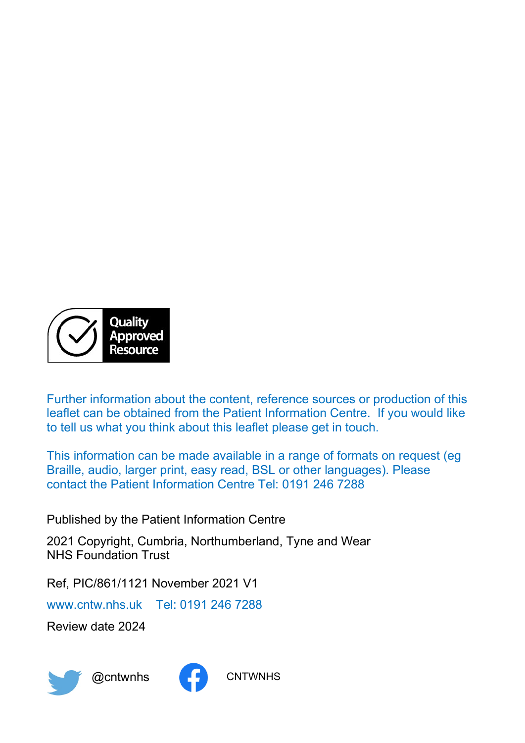Quality Approved Resource

Further information about the content, reference sources or production of this leaflet can be obtained from the Patient Information Centre. If you would like to tell us what you think about this leaflet please get in touch.

This information can be made available in a range of formats on request (eg Braille, audio, larger print, easy read, BSL or other languages). Please contact the Patient Information Centre Tel: 0191 246 7288

Published by the Patient Information Centre

2021 Copyright, Cumbria, Northumberland, Tyne and Wear NHS Foundation Trust

Ref, PIC/861/1121 November 2021 V1

www.cntw.nhs.uk Tel: 0191 246 7288

Review date 2024

@cntwnhs CNTWNHS